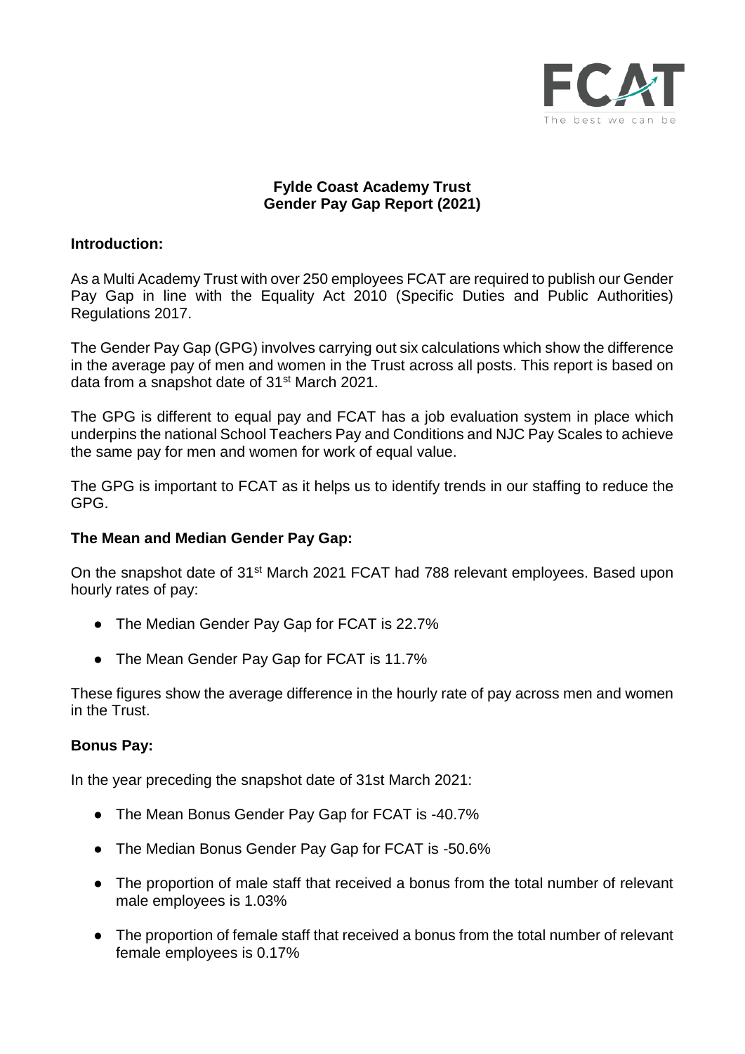FCAT
The best we can be

**Fylde Coast Academy Trust**
**Gender Pay Gap Report (2021)**

**Introduction:**

As a Multi Academy Trust with over 250 employees FCAT are required to publish our Gender Pay Gap in line with the Equality Act 2010 (Specific Duties and Public Authorities) Regulations 2017.

The Gender Pay Gap (GPG) involves carrying out six calculations which show the difference in the average pay of men and women in the Trust across all posts. This report is based on data from a snapshot date of 31st March 2021.

The GPG is different to equal pay and FCAT has a job evaluation system in place which underpins the national School Teachers Pay and Conditions and NJC Pay Scales to achieve the same pay for men and women for work of equal value.

The GPG is important to FCAT as it helps us to identify trends in our staffing to reduce the GPG.

**The Mean and Median Gender Pay Gap:**

On the snapshot date of 31st March 2021 FCAT had 788 relevant employees. Based upon hourly rates of pay:

- The Median Gender Pay Gap for FCAT is 22.7%
- The Mean Gender Pay Gap for FCAT is 11.7%

These figures show the average difference in the hourly rate of pay across men and women in the Trust.

**Bonus Pay:**

In the year preceding the snapshot date of 31st March 2021:

- The Mean Bonus Gender Pay Gap for FCAT is -40.7%
- The Median Bonus Gender Pay Gap for FCAT is -50.6%
- The proportion of male staff that received a bonus from the total number of relevant male employees is 1.03%
- The proportion of female staff that received a bonus from the total number of relevant female employees is 0.17%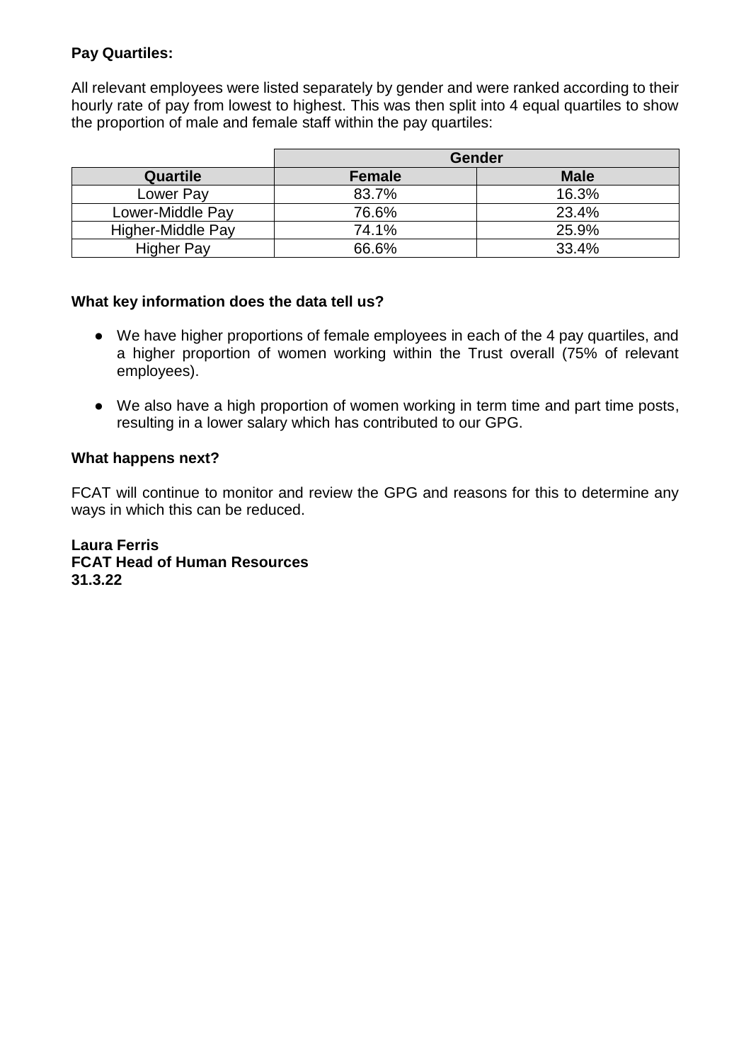**Pay Quartiles:**

All relevant employees were listed separately by gender and were ranked according to their hourly rate of pay from lowest to highest. This was then split into 4 equal quartiles to show the proportion of male and female staff within the pay quartiles:

| | Gender | |
|---|---|---|
| **Quartile** | **Female** | **Male** |
| Lower Pay | 83.7% | 16.3% |
| Lower-Middle Pay | 76.6% | 23.4% |
| Higher-Middle Pay | 74.1% | 25.9% |
| Higher Pay | 66.6% | 33.4% |

**What key information does the data tell us?**

- We have higher proportions of female employees in each of the 4 pay quartiles, and a higher proportion of women working within the Trust overall (75% of relevant employees).
- We also have a high proportion of women working in term time and part time posts, resulting in a lower salary which has contributed to our GPG.

**What happens next?**

FCAT will continue to monitor and review the GPG and reasons for this to determine any ways in which this can be reduced.

**Laura Ferris**
**FCAT Head of Human Resources**
**31.3.22**